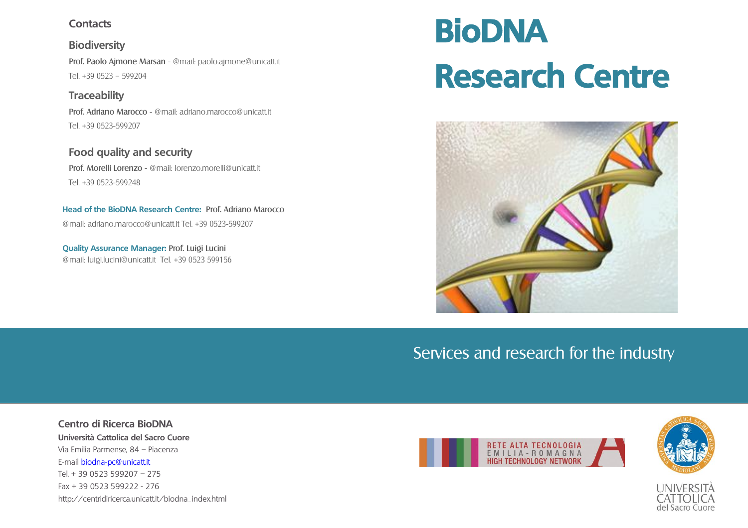# BioDNA Research Centre

Services and research for the industry

## Contacts

### Biodiversity

**Prof. Paolo Ajmone Marsan** - @mail: paolo.ajmone@unicatt.it
Tel. +39 0523 – 599204

### Traceability

**Prof. Adriano Marocco** - @mail: adriano.marocco@unicatt.it
Tel. +39 0523-599207

### Food quality and security

**Prof. Morelli Lorenzo** - @mail: lorenzo.morelli@unicatt.it
Tel. +39 0523-599248

**Head of the BioDNA Research Centre:** Prof. Adriano Marocco
@mail: adriano.marocco@unicatt.it Tel. +39 0523-599207

**Quality Assurance Manager:** Prof. Luigi Lucini
@mail: luigi.lucini@unicatt.it Tel. +39 0523 599156

**Centro di Ricerca BioDNA**
**Università Cattolica del Sacro Cuore**
Via Emilia Parmense, 84 – Piacenza
E-mail biodna-pc@unicatt.it
Tel. + 39 0523 599207 – 275
Fax + 39 0523 599222 - 276
http://centridiricerca.unicatt.it/biodna_index.html

RETE ALTA TECNOLOGIA EMILIA-ROMAGNA HIGH TECHNOLOGY NETWORK

UNIVERSITÀ CATTOLICA del Sacro Cuore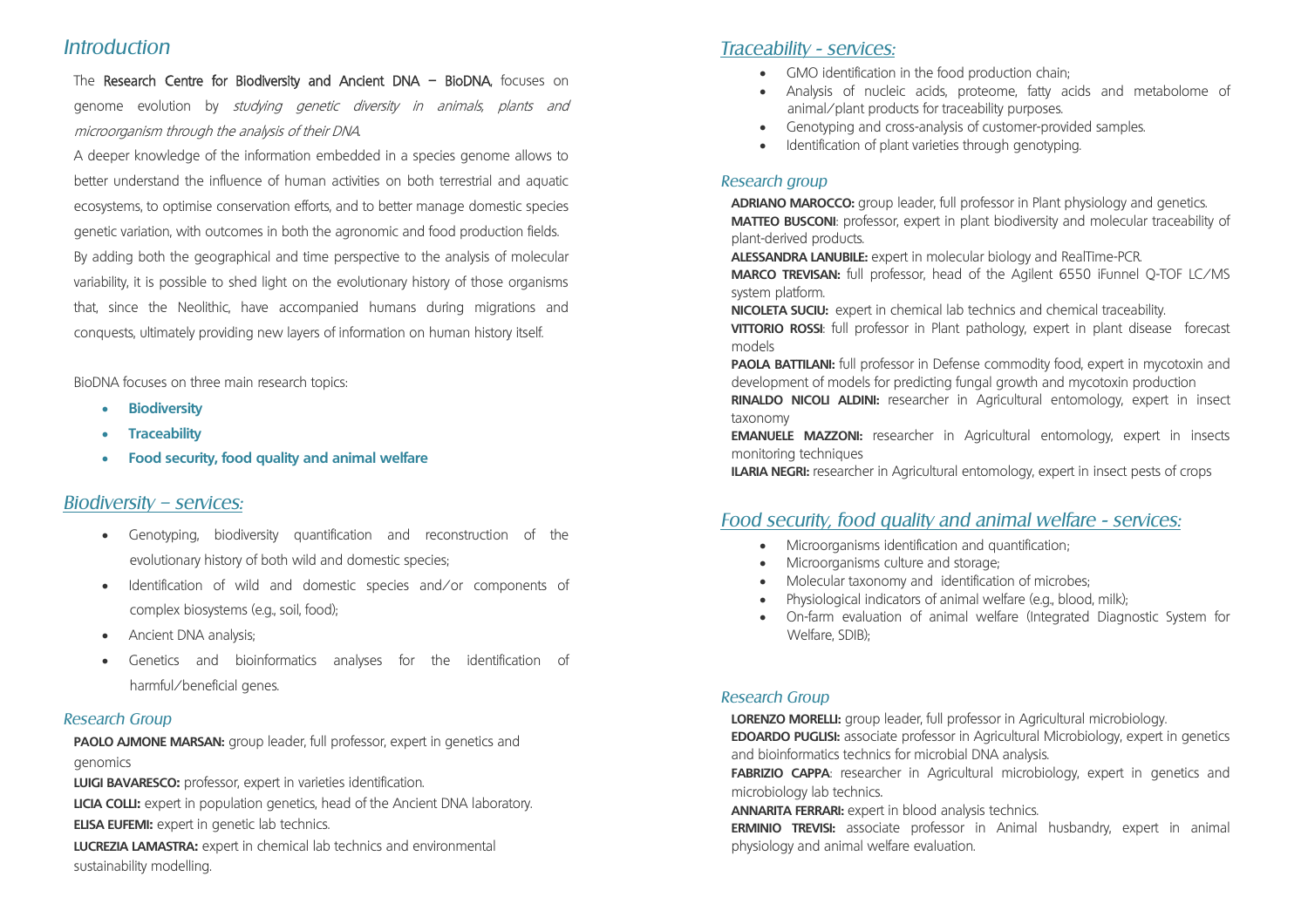## *Introduction*

The **Research Centre for Biodiversity and Ancient DNA – BioDNA**, focuses on genome evolution by *studying genetic diversity in animals, plants and microorganism through the analysis of their DNA*.

A deeper knowledge of the information embedded in a species genome allows to better understand the influence of human activities on both terrestrial and aquatic ecosystems, to optimise conservation efforts, and to better manage domestic species genetic variation, with outcomes in both the agronomic and food production fields.

By adding both the geographical and time perspective to the analysis of molecular variability, it is possible to shed light on the evolutionary history of those organisms that, since the Neolithic, have accompanied humans during migrations and conquests, ultimately providing new layers of information on human history itself.

BioDNA focuses on three main research topics:

- **Biodiversity**
- **Traceability**
- **Food security, food quality and animal welfare**

## *Biodiversity – services:*

- Genotyping, biodiversity quantification and reconstruction of the evolutionary history of both wild and domestic species;
- Identification of wild and domestic species and/or components of complex biosystems (e.g., soil, food);
- Ancient DNA analysis;
- Genetics and bioinformatics analyses for the identification of harmful/beneficial genes.

### *Research Group*

**PAOLO AJMONE MARSAN:** group leader, full professor, expert in genetics and genomics

**LUIGI BAVARESCO:** professor, expert in varieties identification.

**LICIA COLLI:** expert in population genetics, head of the Ancient DNA laboratory.

**ELISA EUFEMI:** expert in genetic lab technics.

**LUCREZIA LAMASTRA:** expert in chemical lab technics and environmental sustainability modelling.

## *Traceability - services:*

- GMO identification in the food production chain;
- Analysis of nucleic acids, proteome, fatty acids and metabolome of animal/plant products for traceability purposes.
- Genotyping and cross-analysis of customer-provided samples.
- Identification of plant varieties through genotyping.

### *Research group*

**ADRIANO MAROCCO:** group leader, full professor in Plant physiology and genetics.

**MATTEO BUSCONI**: professor, expert in plant biodiversity and molecular traceability of plant-derived products.

**ALESSANDRA LANUBILE:** expert in molecular biology and RealTime-PCR.

**MARCO TREVISAN:** full professor, head of the Agilent 6550 iFunnel Q-TOF LC/MS system platform.

**NICOLETA SUCIU:** expert in chemical lab technics and chemical traceability.

**VITTORIO ROSSI**: full professor in Plant pathology, expert in plant disease forecast models

**PAOLA BATTILANI:** full professor in Defense commodity food, expert in mycotoxin and development of models for predicting fungal growth and mycotoxin production

**RINALDO NICOLI ALDINI:** researcher in Agricultural entomology, expert in insect taxonomy

**EMANUELE MAZZONI:** researcher in Agricultural entomology, expert in insects monitoring techniques

**ILARIA NEGRI:** researcher in Agricultural entomology, expert in insect pests of crops

## *Food security, food quality and animal welfare - services:*

- Microorganisms identification and quantification;
- Microorganisms culture and storage;
- Molecular taxonomy and identification of microbes;
- Physiological indicators of animal welfare (e.g., blood, milk);
- On-farm evaluation of animal welfare (Integrated Diagnostic System for Welfare, SDIB);

### *Research Group*

**LORENZO MORELLI:** group leader, full professor in Agricultural microbiology.

**EDOARDO PUGLISI:** associate professor in Agricultural Microbiology, expert in genetics and bioinformatics technics for microbial DNA analysis.

**FABRIZIO CAPPA**: researcher in Agricultural microbiology, expert in genetics and microbiology lab technics.

**ANNARITA FERRARI:** expert in blood analysis technics.

**ERMINIO TREVISI:** associate professor in Animal husbandry, expert in animal physiology and animal welfare evaluation.